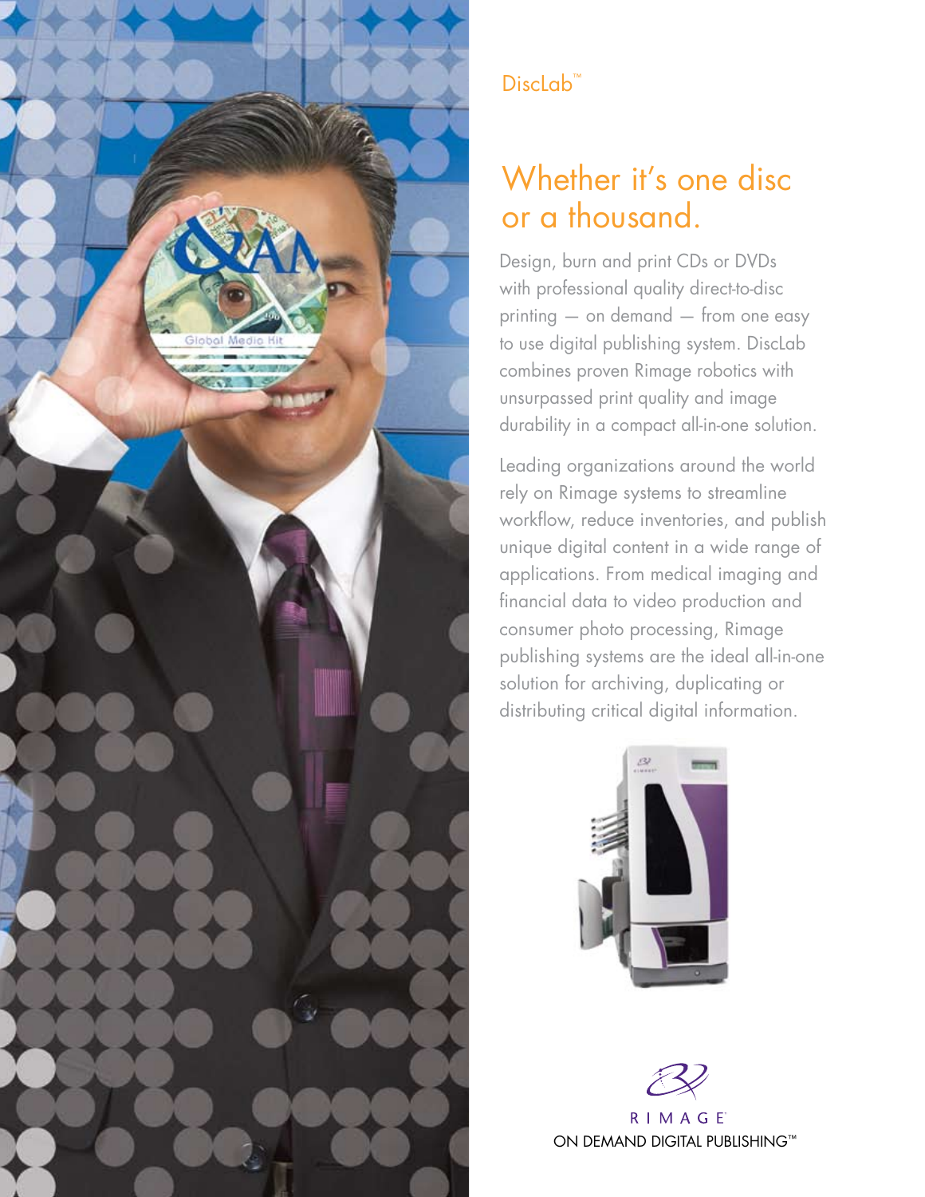DiscLab™

# Whether it's one disc or a thousand.

Design, burn and print CDs or DVDs with professional quality direct-to-disc printing — on demand — from one easy to use digital publishing system. DiscLab combines proven Rimage robotics with unsurpassed print quality and image durability in a compact all-in-one solution.

Leading organizations around the world rely on Rimage systems to streamline workflow, reduce inventories, and publish unique digital content in a wide range of applications. From medical imaging and financial data to video production and consumer photo processing, Rimage publishing systems are the ideal all-in-one solution for archiving, duplicating or distributing critical digital information.

RIMAGE®

ON DEMAND DIGITAL PUBLISHING™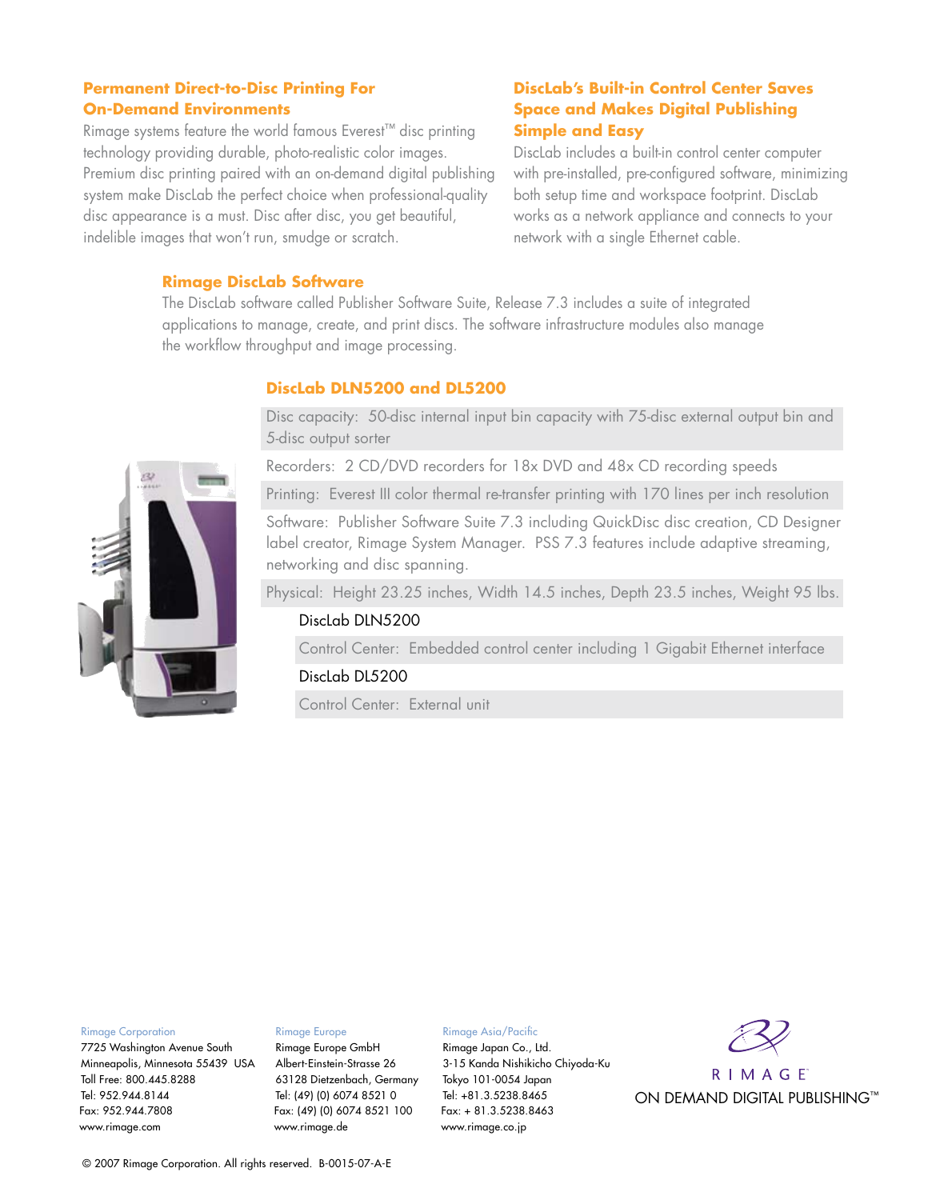## Permanent Direct-to-Disc Printing For On-Demand Environments

Rimage systems feature the world famous Everest™ disc printing technology providing durable, photo-realistic color images. Premium disc printing paired with an on-demand digital publishing system make DiscLab the perfect choice when professional-quality disc appearance is a must. Disc after disc, you get beautiful, indelible images that won't run, smudge or scratch.

## DiscLab's Built-in Control Center Saves Space and Makes Digital Publishing Simple and Easy

DiscLab includes a built-in control center computer with pre-installed, pre-configured software, minimizing both setup time and workspace footprint. DiscLab works as a network appliance and connects to your network with a single Ethernet cable.

## Rimage DiscLab Software

The DiscLab software called Publisher Software Suite, Release 7.3 includes a suite of integrated applications to manage, create, and print discs. The software infrastructure modules also manage the workflow throughput and image processing.

## DiscLab DLN5200 and DL5200

| | |
|---|---|
| Disc capacity: | 50-disc internal input bin capacity with 75-disc external output bin and 5-disc output sorter |
| Recorders: | 2 CD/DVD recorders for 18x DVD and 48x CD recording speeds |
| Printing: | Everest III color thermal re-transfer printing with 170 lines per inch resolution |
| Software: | Publisher Software Suite 7.3 including QuickDisc disc creation, CD Designer label creator, Rimage System Manager. PSS 7.3 features include adaptive streaming, networking and disc spanning. |
| Physical: | Height 23.25 inches, Width 14.5 inches, Depth 23.5 inches, Weight 95 lbs. |

**DiscLab DLN5200**

| | |
|---|---|
| Control Center: | Embedded control center including 1 Gigabit Ethernet interface |

**DiscLab DL5200**

| | |
|---|---|
| Control Center: | External unit |

Rimage Corporation
7725 Washington Avenue South
Minneapolis, Minnesota 55439 USA
Toll Free: 800.445.8288
Tel: 952.944.8144
Fax: 952.944.7808
www.rimage.com

Rimage Europe
Rimage Europe GmbH
Albert-Einstein-Strasse 26
63128 Dietzenbach, Germany
Tel: (49) (0) 6074 8521 0
Fax: (49) (0) 6074 8521 100
www.rimage.de

Rimage Asia/Pacific
Rimage Japan Co., Ltd.
3-15 Kanda Nishikicho Chiyoda-Ku
Tokyo 101-0054 Japan
Tel: +81.3.5238.8465
Fax: + 81.3.5238.8463
www.rimage.co.jp

RIMAGE®
ON DEMAND DIGITAL PUBLISHING™

© 2007 Rimage Corporation. All rights reserved. B-0015-07-A-E